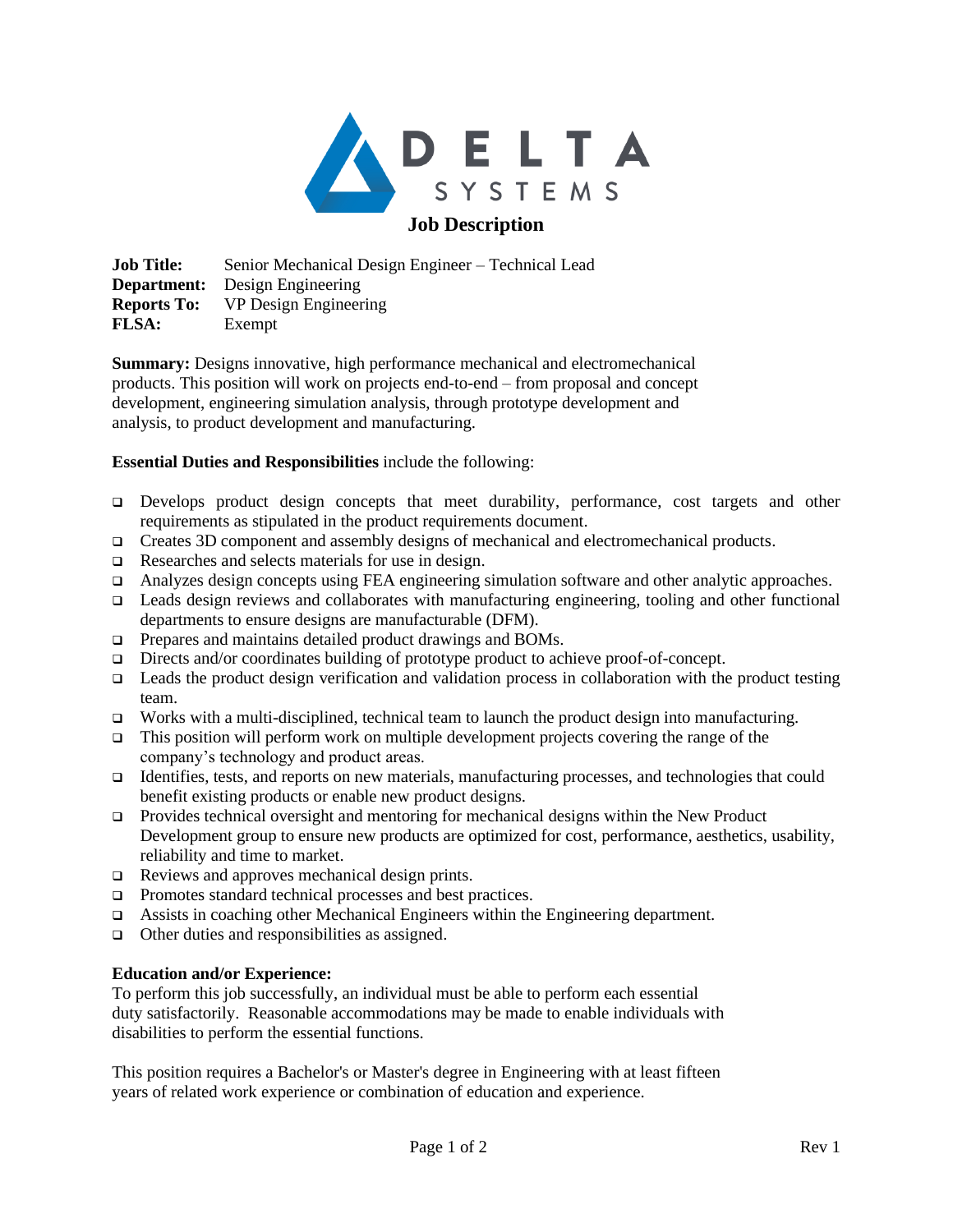DELTA SYSTEMS

# Job Description

**Job Title:** Senior Mechanical Design Engineer – Technical Lead
**Department:** Design Engineering
**Reports To:** VP Design Engineering
**FLSA:** Exempt

**Summary:** Designs innovative, high performance mechanical and electromechanical products. This position will work on projects end-to-end – from proposal and concept development, engineering simulation analysis, through prototype development and analysis, to product development and manufacturing.

**Essential Duties and Responsibilities** include the following:

- Develops product design concepts that meet durability, performance, cost targets and other requirements as stipulated in the product requirements document.
- Creates 3D component and assembly designs of mechanical and electromechanical products.
- Researches and selects materials for use in design.
- Analyzes design concepts using FEA engineering simulation software and other analytic approaches.
- Leads design reviews and collaborates with manufacturing engineering, tooling and other functional departments to ensure designs are manufacturable (DFM).
- Prepares and maintains detailed product drawings and BOMs.
- Directs and/or coordinates building of prototype product to achieve proof-of-concept.
- Leads the product design verification and validation process in collaboration with the product testing team.
- Works with a multi-disciplined, technical team to launch the product design into manufacturing.
- This position will perform work on multiple development projects covering the range of the company's technology and product areas.
- Identifies, tests, and reports on new materials, manufacturing processes, and technologies that could benefit existing products or enable new product designs.
- Provides technical oversight and mentoring for mechanical designs within the New Product Development group to ensure new products are optimized for cost, performance, aesthetics, usability, reliability and time to market.
- Reviews and approves mechanical design prints.
- Promotes standard technical processes and best practices.
- Assists in coaching other Mechanical Engineers within the Engineering department.
- Other duties and responsibilities as assigned.

**Education and/or Experience:**
To perform this job successfully, an individual must be able to perform each essential duty satisfactorily. Reasonable accommodations may be made to enable individuals with disabilities to perform the essential functions.

This position requires a Bachelor's or Master's degree in Engineering with at least fifteen years of related work experience or combination of education and experience.

Rev 1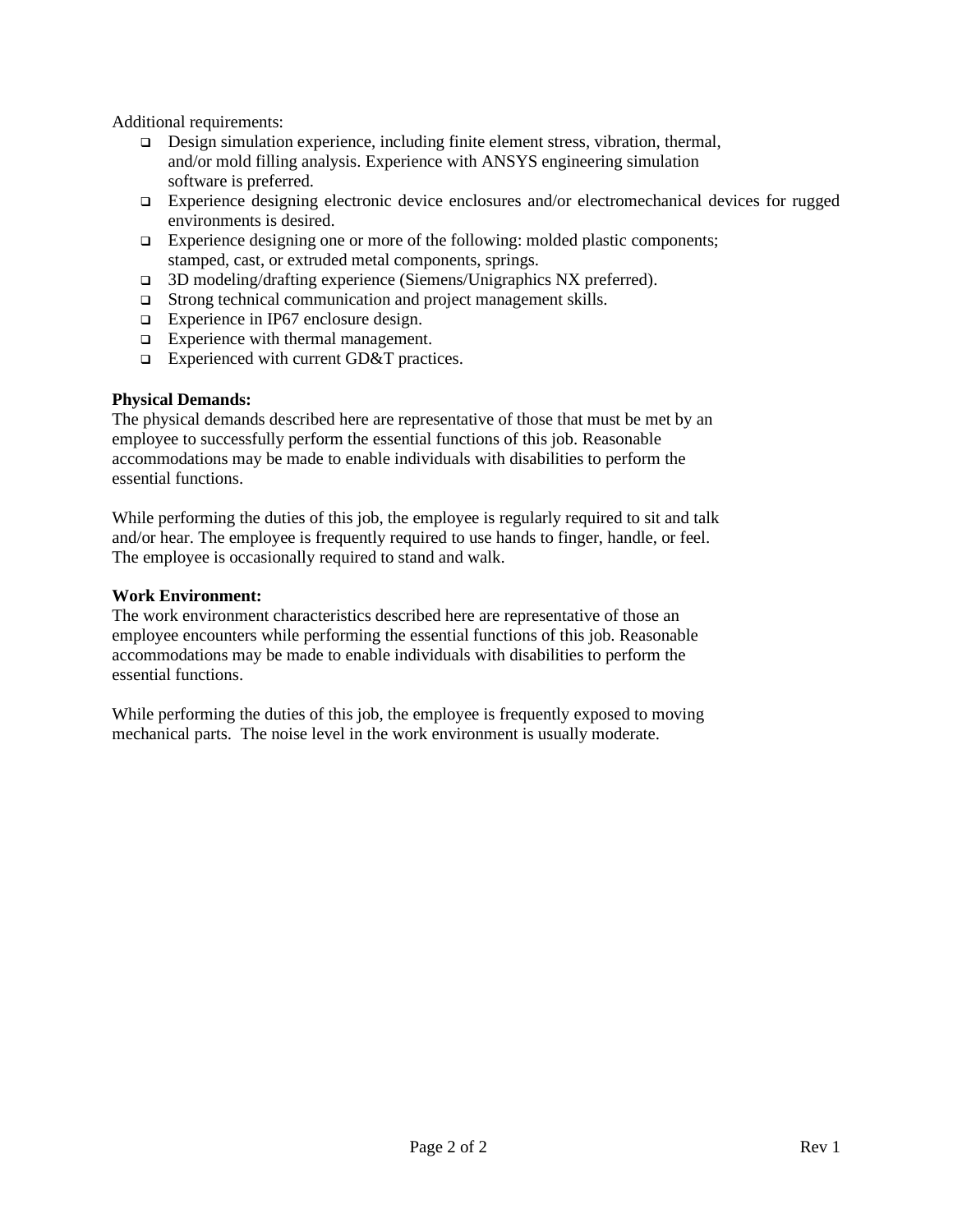Additional requirements:

- Design simulation experience, including finite element stress, vibration, thermal, and/or mold filling analysis. Experience with ANSYS engineering simulation software is preferred.
- Experience designing electronic device enclosures and/or electromechanical devices for rugged environments is desired.
- Experience designing one or more of the following: molded plastic components; stamped, cast, or extruded metal components, springs.
- 3D modeling/drafting experience (Siemens/Unigraphics NX preferred).
- Strong technical communication and project management skills.
- Experience in IP67 enclosure design.
- Experience with thermal management.
- Experienced with current GD&T practices.

**Physical Demands:**
The physical demands described here are representative of those that must be met by an employee to successfully perform the essential functions of this job. Reasonable accommodations may be made to enable individuals with disabilities to perform the essential functions.

While performing the duties of this job, the employee is regularly required to sit and talk and/or hear. The employee is frequently required to use hands to finger, handle, or feel. The employee is occasionally required to stand and walk.

**Work Environment:**
The work environment characteristics described here are representative of those an employee encounters while performing the essential functions of this job. Reasonable accommodations may be made to enable individuals with disabilities to perform the essential functions.

While performing the duties of this job, the employee is frequently exposed to moving mechanical parts. The noise level in the work environment is usually moderate.